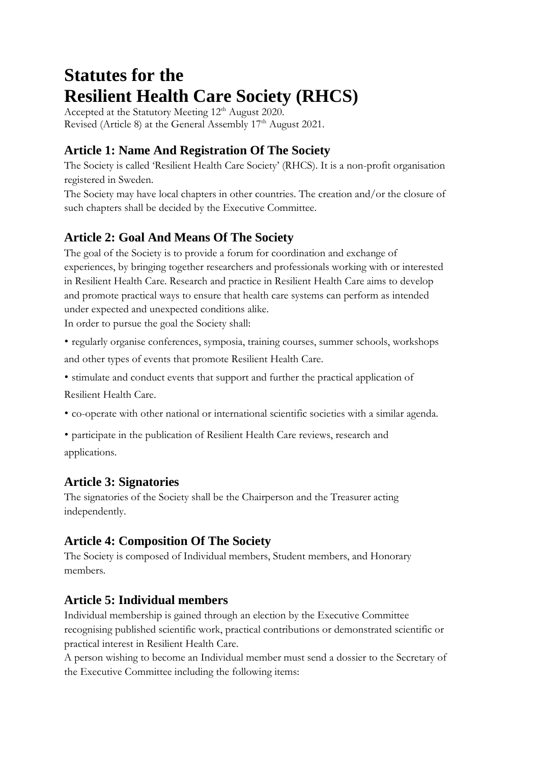# Statutes for the Resilient Health Care Society (RHCS)

Accepted at the Statutory Meeting 12th August 2020.
Revised (Article 8) at the General Assembly 17th August 2021.

## Article 1: Name And Registration Of The Society

The Society is called 'Resilient Health Care Society' (RHCS). It is a non-profit organisation registered in Sweden.

The Society may have local chapters in other countries. The creation and/or the closure of such chapters shall be decided by the Executive Committee.

## Article 2: Goal And Means Of The Society

The goal of the Society is to provide a forum for coordination and exchange of experiences, by bringing together researchers and professionals working with or interested in Resilient Health Care. Research and practice in Resilient Health Care aims to develop and promote practical ways to ensure that health care systems can perform as intended under expected and unexpected conditions alike.

In order to pursue the goal the Society shall:

- regularly organise conferences, symposia, training courses, summer schools, workshops and other types of events that promote Resilient Health Care.
- stimulate and conduct events that support and further the practical application of Resilient Health Care.
- co-operate with other national or international scientific societies with a similar agenda.
- participate in the publication of Resilient Health Care reviews, research and applications.

## Article 3: Signatories

The signatories of the Society shall be the Chairperson and the Treasurer acting independently.

## Article 4: Composition Of The Society

The Society is composed of Individual members, Student members, and Honorary members.

## Article 5: Individual members

Individual membership is gained through an election by the Executive Committee recognising published scientific work, practical contributions or demonstrated scientific or practical interest in Resilient Health Care.

A person wishing to become an Individual member must send a dossier to the Secretary of the Executive Committee including the following items: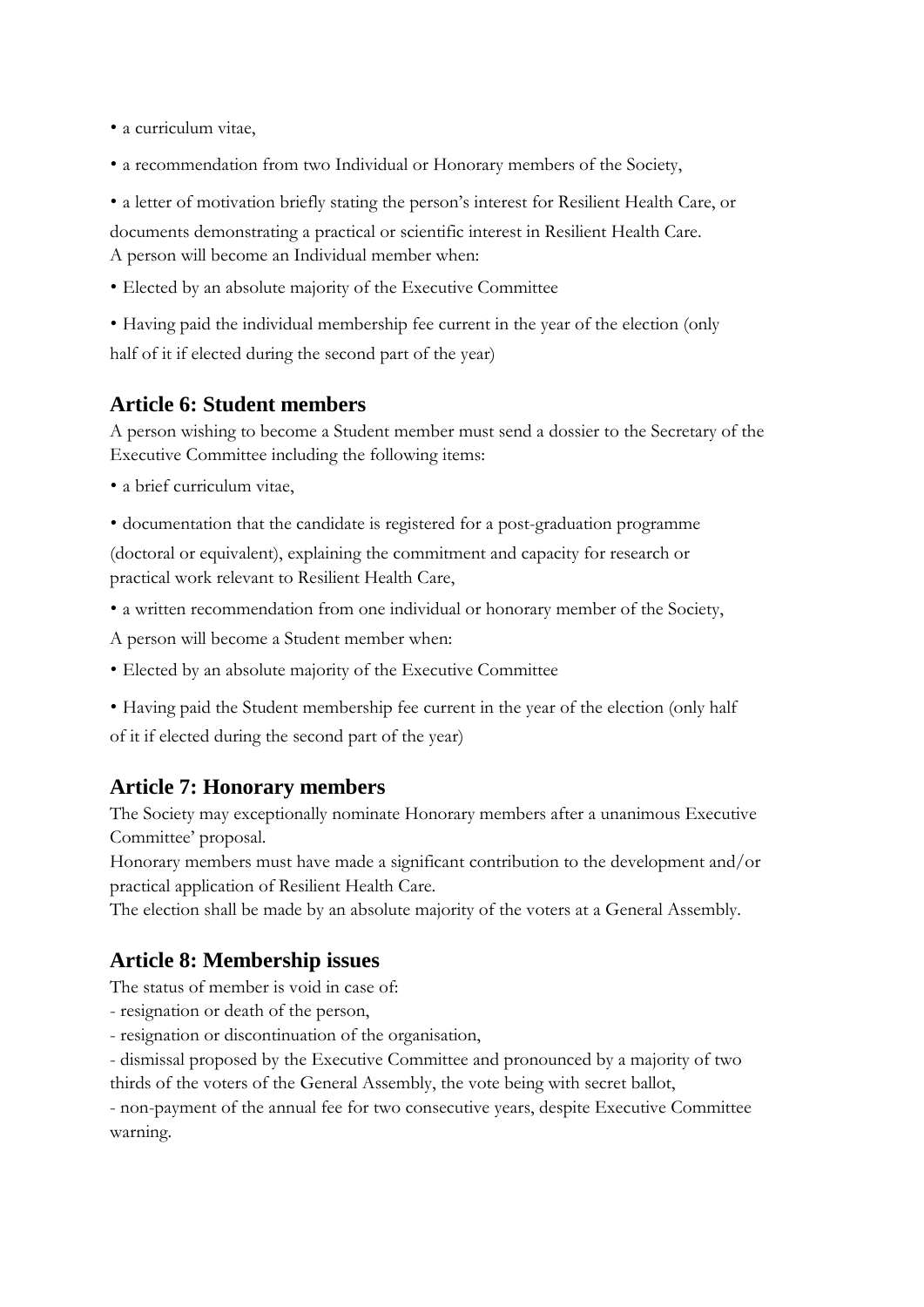- a curriculum vitae,
- a recommendation from two Individual or Honorary members of the Society,
- a letter of motivation briefly stating the person's interest for Resilient Health Care, or documents demonstrating a practical or scientific interest in Resilient Health Care.

A person will become an Individual member when:

- Elected by an absolute majority of the Executive Committee
- Having paid the individual membership fee current in the year of the election (only half of it if elected during the second part of the year)

## Article 6: Student members

A person wishing to become a Student member must send a dossier to the Secretary of the Executive Committee including the following items:

- a brief curriculum vitae,
- documentation that the candidate is registered for a post-graduation programme (doctoral or equivalent), explaining the commitment and capacity for research or practical work relevant to Resilient Health Care,
- a written recommendation from one individual or honorary member of the Society,

A person will become a Student member when:

- Elected by an absolute majority of the Executive Committee
- Having paid the Student membership fee current in the year of the election (only half of it if elected during the second part of the year)

## Article 7: Honorary members

The Society may exceptionally nominate Honorary members after a unanimous Executive Committee' proposal.
Honorary members must have made a significant contribution to the development and/or practical application of Resilient Health Care.
The election shall be made by an absolute majority of the voters at a General Assembly.

## Article 8: Membership issues

The status of member is void in case of:
- resignation or death of the person,
- resignation or discontinuation of the organisation,
- dismissal proposed by the Executive Committee and pronounced by a majority of two thirds of the voters of the General Assembly, the vote being with secret ballot,
- non-payment of the annual fee for two consecutive years, despite Executive Committee warning.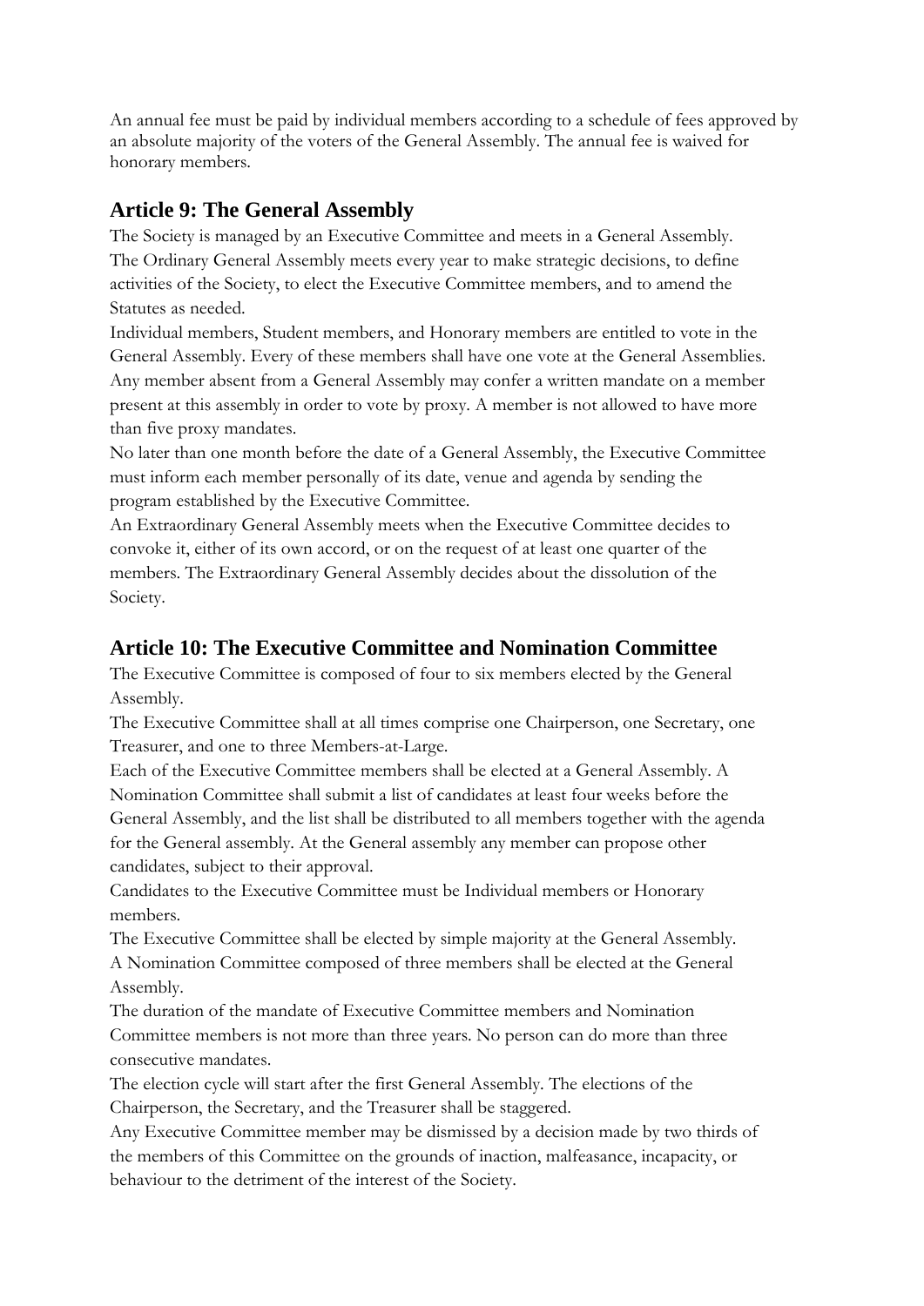An annual fee must be paid by individual members according to a schedule of fees approved by an absolute majority of the voters of the General Assembly. The annual fee is waived for honorary members.

## Article 9: The General Assembly

The Society is managed by an Executive Committee and meets in a General Assembly.

The Ordinary General Assembly meets every year to make strategic decisions, to define activities of the Society, to elect the Executive Committee members, and to amend the Statutes as needed.

Individual members, Student members, and Honorary members are entitled to vote in the General Assembly. Every of these members shall have one vote at the General Assemblies.

Any member absent from a General Assembly may confer a written mandate on a member present at this assembly in order to vote by proxy. A member is not allowed to have more than five proxy mandates.

No later than one month before the date of a General Assembly, the Executive Committee must inform each member personally of its date, venue and agenda by sending the program established by the Executive Committee.

An Extraordinary General Assembly meets when the Executive Committee decides to convoke it, either of its own accord, or on the request of at least one quarter of the members. The Extraordinary General Assembly decides about the dissolution of the Society.

## Article 10: The Executive Committee and Nomination Committee

The Executive Committee is composed of four to six members elected by the General Assembly.

The Executive Committee shall at all times comprise one Chairperson, one Secretary, one Treasurer, and one to three Members-at-Large.

Each of the Executive Committee members shall be elected at a General Assembly. A Nomination Committee shall submit a list of candidates at least four weeks before the General Assembly, and the list shall be distributed to all members together with the agenda for the General assembly. At the General assembly any member can propose other candidates, subject to their approval.

Candidates to the Executive Committee must be Individual members or Honorary members.

The Executive Committee shall be elected by simple majority at the General Assembly.

A Nomination Committee composed of three members shall be elected at the General Assembly.

The duration of the mandate of Executive Committee members and Nomination Committee members is not more than three years. No person can do more than three consecutive mandates.

The election cycle will start after the first General Assembly. The elections of the Chairperson, the Secretary, and the Treasurer shall be staggered.

Any Executive Committee member may be dismissed by a decision made by two thirds of the members of this Committee on the grounds of inaction, malfeasance, incapacity, or behaviour to the detriment of the interest of the Society.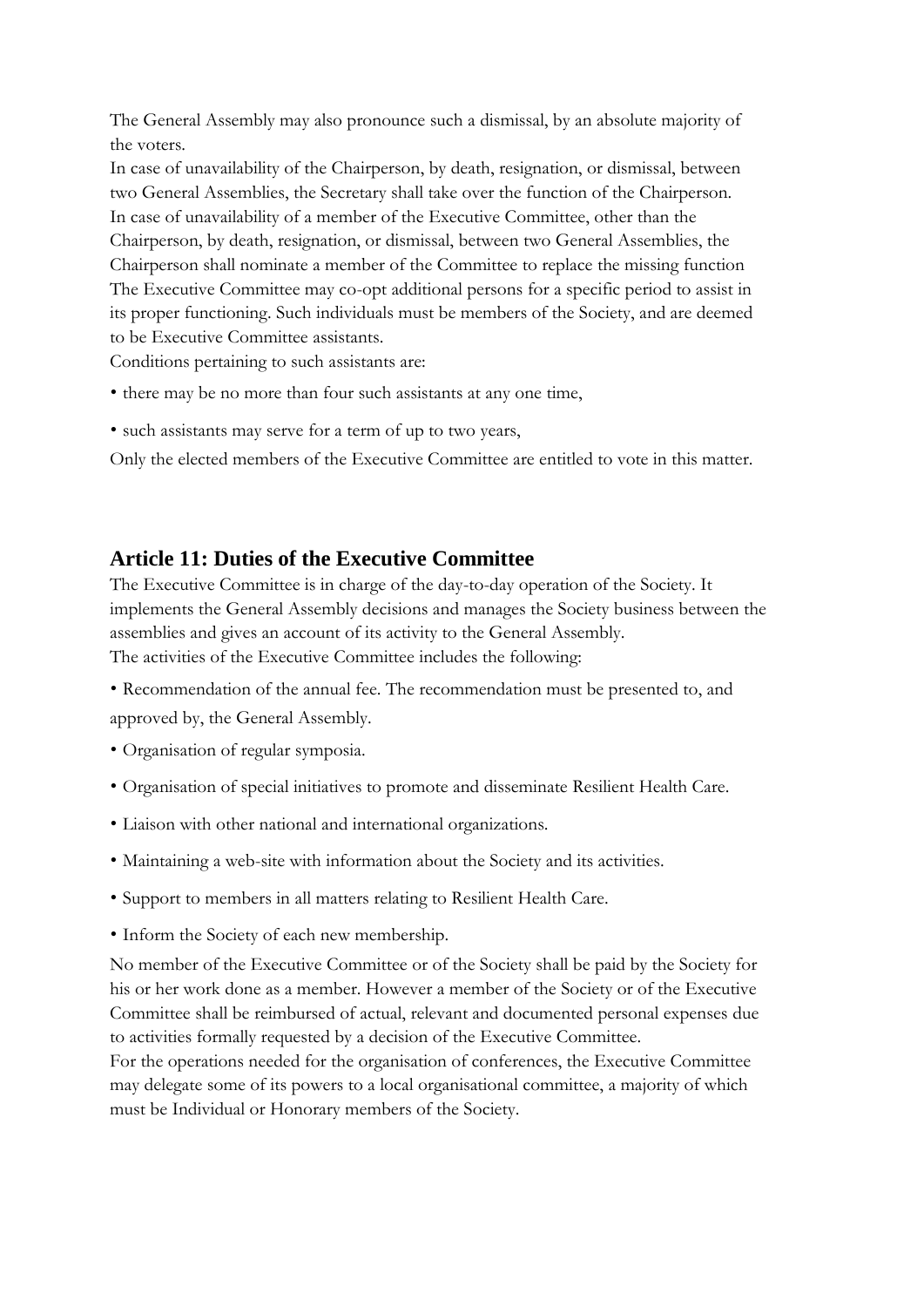The General Assembly may also pronounce such a dismissal, by an absolute majority of the voters.

In case of unavailability of the Chairperson, by death, resignation, or dismissal, between two General Assemblies, the Secretary shall take over the function of the Chairperson.

In case of unavailability of a member of the Executive Committee, other than the Chairperson, by death, resignation, or dismissal, between two General Assemblies, the Chairperson shall nominate a member of the Committee to replace the missing function

The Executive Committee may co-opt additional persons for a specific period to assist in its proper functioning. Such individuals must be members of the Society, and are deemed to be Executive Committee assistants.

Conditions pertaining to such assistants are:

- there may be no more than four such assistants at any one time,
- such assistants may serve for a term of up to two years,

Only the elected members of the Executive Committee are entitled to vote in this matter.

## Article 11: Duties of the Executive Committee

The Executive Committee is in charge of the day-to-day operation of the Society. It implements the General Assembly decisions and manages the Society business between the assemblies and gives an account of its activity to the General Assembly.

The activities of the Executive Committee includes the following:

- Recommendation of the annual fee. The recommendation must be presented to, and approved by, the General Assembly.
- Organisation of regular symposia.
- Organisation of special initiatives to promote and disseminate Resilient Health Care.
- Liaison with other national and international organizations.
- Maintaining a web-site with information about the Society and its activities.
- Support to members in all matters relating to Resilient Health Care.
- Inform the Society of each new membership.

No member of the Executive Committee or of the Society shall be paid by the Society for his or her work done as a member. However a member of the Society or of the Executive Committee shall be reimbursed of actual, relevant and documented personal expenses due to activities formally requested by a decision of the Executive Committee.

For the operations needed for the organisation of conferences, the Executive Committee may delegate some of its powers to a local organisational committee, a majority of which must be Individual or Honorary members of the Society.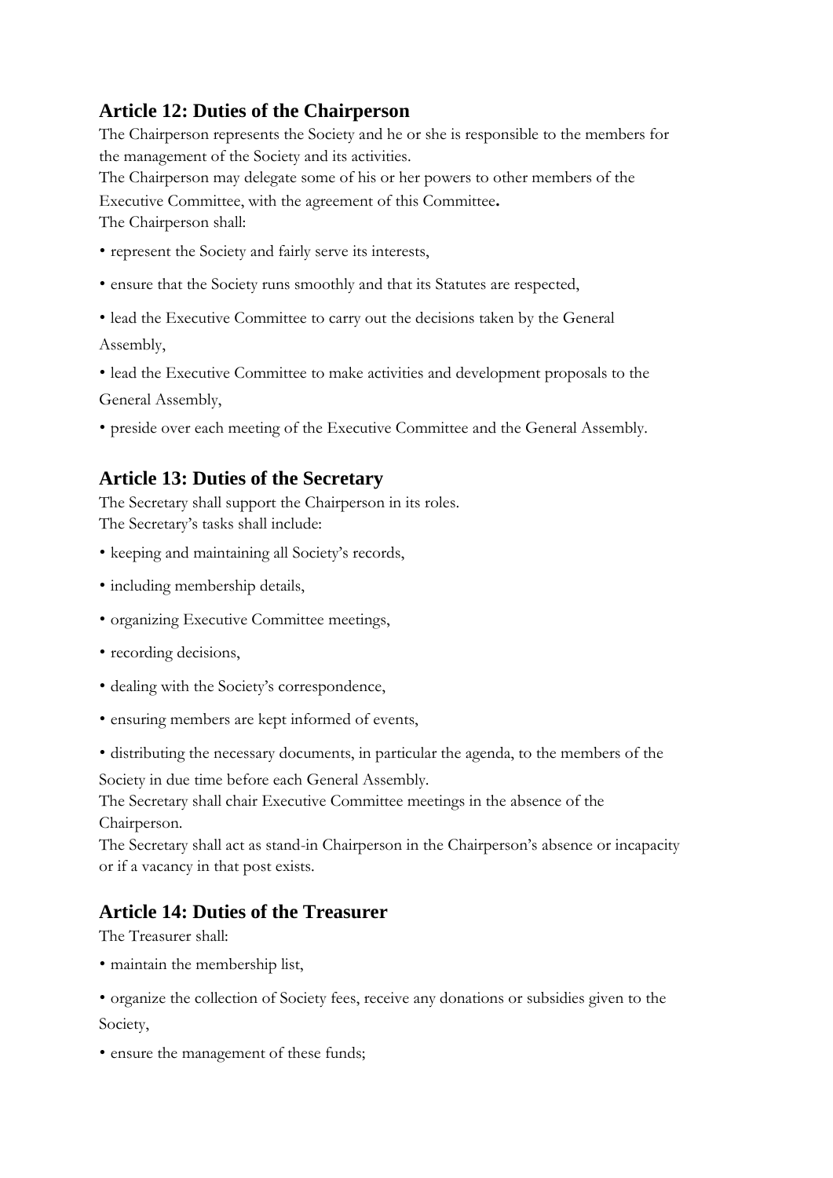## Article 12: Duties of the Chairperson

The Chairperson represents the Society and he or she is responsible to the members for the management of the Society and its activities.
The Chairperson may delegate some of his or her powers to other members of the Executive Committee, with the agreement of this Committee**.**
The Chairperson shall:

- represent the Society and fairly serve its interests,
- ensure that the Society runs smoothly and that its Statutes are respected,
- lead the Executive Committee to carry out the decisions taken by the General Assembly,
- lead the Executive Committee to make activities and development proposals to the General Assembly,
- preside over each meeting of the Executive Committee and the General Assembly.

## Article 13: Duties of the Secretary

The Secretary shall support the Chairperson in its roles.
The Secretary's tasks shall include:

- keeping and maintaining all Society's records,
- including membership details,
- organizing Executive Committee meetings,
- recording decisions,
- dealing with the Society's correspondence,
- ensuring members are kept informed of events,
- distributing the necessary documents, in particular the agenda, to the members of the Society in due time before each General Assembly.

The Secretary shall chair Executive Committee meetings in the absence of the Chairperson.
The Secretary shall act as stand-in Chairperson in the Chairperson's absence or incapacity or if a vacancy in that post exists.

## Article 14: Duties of the Treasurer

The Treasurer shall:

- maintain the membership list,
- organize the collection of Society fees, receive any donations or subsidies given to the Society,
- ensure the management of these funds;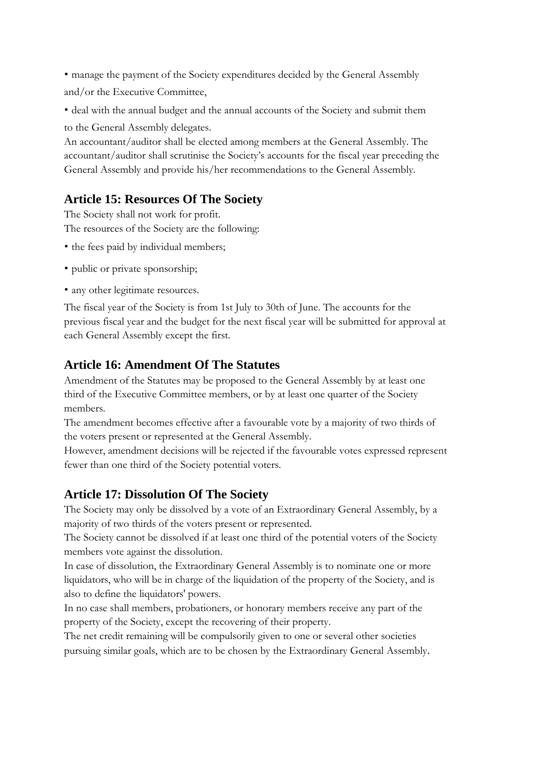- manage the payment of the Society expenditures decided by the General Assembly and/or the Executive Committee,
- deal with the annual budget and the annual accounts of the Society and submit them to the General Assembly delegates.

An accountant/auditor shall be elected among members at the General Assembly. The accountant/auditor shall scrutinise the Society's accounts for the fiscal year preceding the General Assembly and provide his/her recommendations to the General Assembly.

## Article 15: Resources Of The Society

The Society shall not work for profit.
The resources of the Society are the following:

- the fees paid by individual members;
- public or private sponsorship;
- any other legitimate resources.

The fiscal year of the Society is from 1st July to 30th of June. The accounts for the previous fiscal year and the budget for the next fiscal year will be submitted for approval at each General Assembly except the first.

## Article 16: Amendment Of The Statutes

Amendment of the Statutes may be proposed to the General Assembly by at least one third of the Executive Committee members, or by at least one quarter of the Society members.
The amendment becomes effective after a favourable vote by a majority of two thirds of the voters present or represented at the General Assembly.
However, amendment decisions will be rejected if the favourable votes expressed represent fewer than one third of the Society potential voters.

## Article 17: Dissolution Of The Society

The Society may only be dissolved by a vote of an Extraordinary General Assembly, by a majority of two thirds of the voters present or represented.
The Society cannot be dissolved if at least one third of the potential voters of the Society members vote against the dissolution.
In case of dissolution, the Extraordinary General Assembly is to nominate one or more liquidators, who will be in charge of the liquidation of the property of the Society, and is also to define the liquidators' powers.
In no case shall members, probationers, or honorary members receive any part of the property of the Society, except the recovering of their property.
The net credit remaining will be compulsorily given to one or several other societies pursuing similar goals, which are to be chosen by the Extraordinary General Assembly.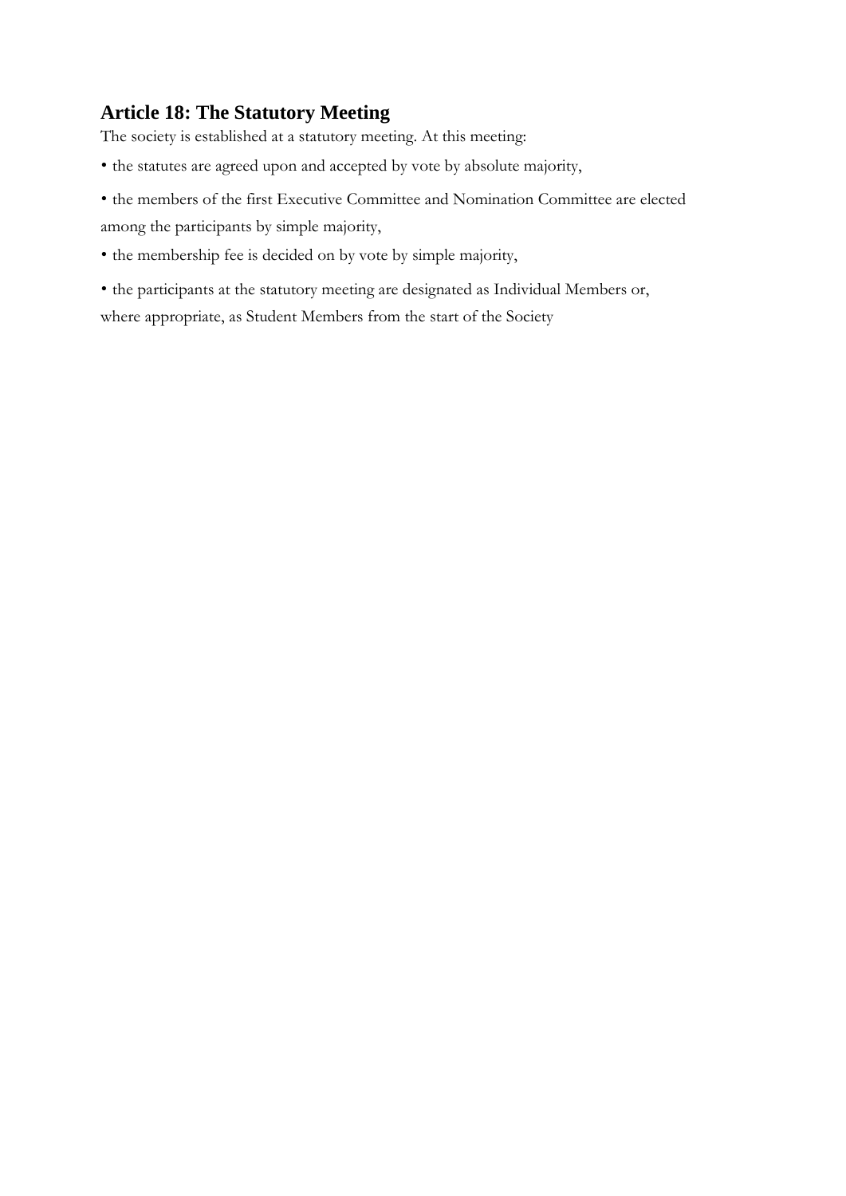## Article 18: The Statutory Meeting

The society is established at a statutory meeting. At this meeting:

- the statutes are agreed upon and accepted by vote by absolute majority,
- the members of the first Executive Committee and Nomination Committee are elected among the participants by simple majority,
- the membership fee is decided on by vote by simple majority,
- the participants at the statutory meeting are designated as Individual Members or, where appropriate, as Student Members from the start of the Society